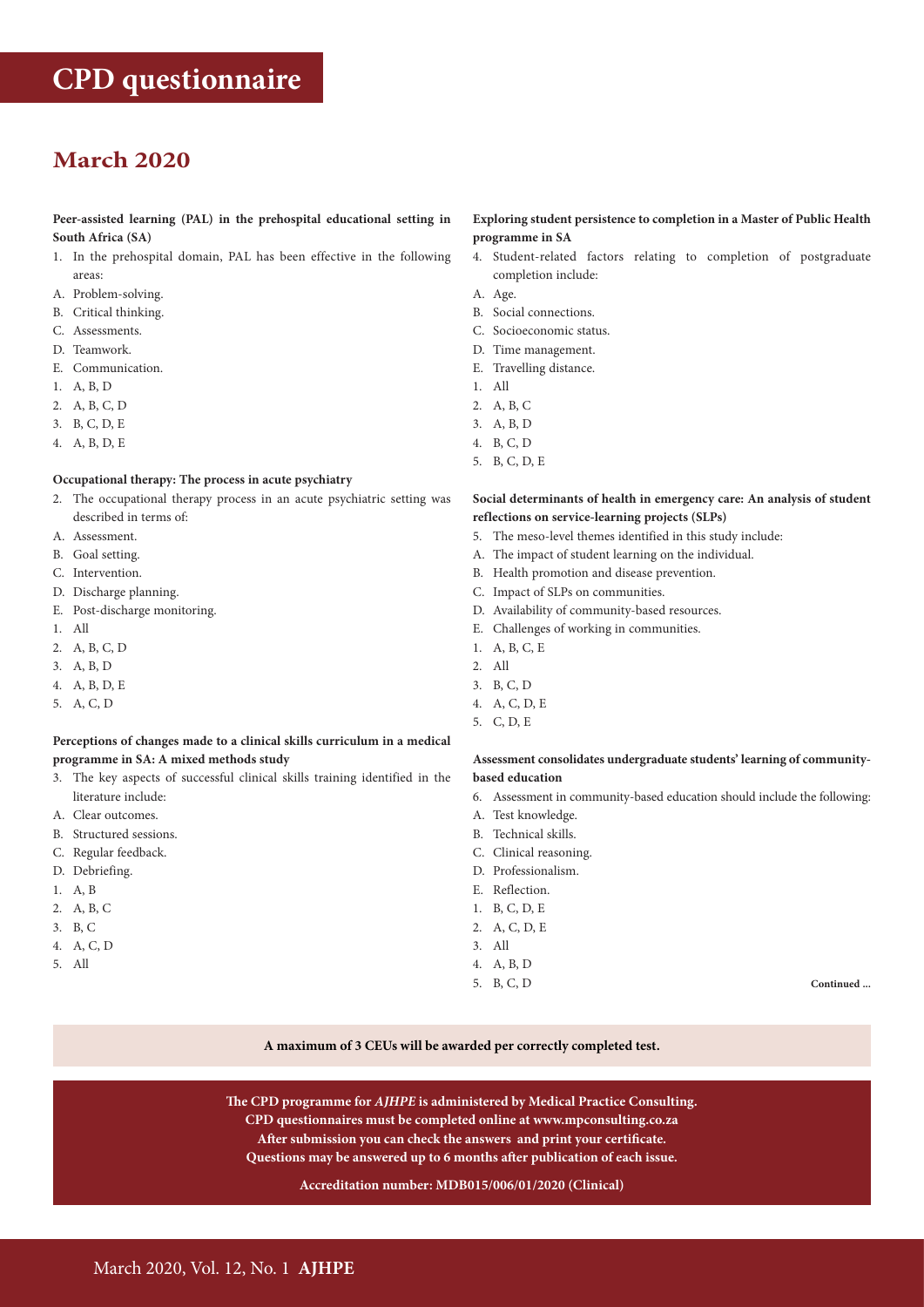# CPD questionnaire

## March 2020

**Peer-assisted learning (PAL) in the prehospital educational setting in South Africa (SA)**

1. In the prehospital domain, PAL has been effective in the following areas:

A. Problem-solving.
B. Critical thinking.
C. Assessments.
D. Teamwork.
E. Communication.

1. A, B, D
2. A, B, C, D
3. B, C, D, E
4. A, B, D, E

**Occupational therapy: The process in acute psychiatry**

2. The occupational therapy process in an acute psychiatric setting was described in terms of:

A. Assessment.
B. Goal setting.
C. Intervention.
D. Discharge planning.
E. Post-discharge monitoring.

1. All
2. A, B, C, D
3. A, B, D
4. A, B, D, E
5. A, C, D

**Perceptions of changes made to a clinical skills curriculum in a medical programme in SA: A mixed methods study**

3. The key aspects of successful clinical skills training identified in the literature include:

A. Clear outcomes.
B. Structured sessions.
C. Regular feedback.
D. Debriefing.

1. A, B
2. A, B, C
3. B, C
4. A, C, D
5. All

**Exploring student persistence to completion in a Master of Public Health programme in SA**

4. Student-related factors relating to completion of postgraduate completion include:

A. Age.
B. Social connections.
C. Socioeconomic status.
D. Time management.
E. Travelling distance.

1. All
2. A, B, C
3. A, B, D
4. B, C, D
5. B, C, D, E

**Social determinants of health in emergency care: An analysis of student reflections on service-learning projects (SLPs)**

5. The meso-level themes identified in this study include:

A. The impact of student learning on the individual.
B. Health promotion and disease prevention.
C. Impact of SLPs on communities.
D. Availability of community-based resources.
E. Challenges of working in communities.

1. A, B, C, E
2. All
3. B, C, D
4. A, C, D, E
5. C, D, E

**Assessment consolidates undergraduate students' learning of community-based education**

6. Assessment in community-based education should include the following:

A. Test knowledge.
B. Technical skills.
C. Clinical reasoning.
D. Professionalism.
E. Reflection.

1. B, C, D, E
2. A, C, D, E
3. All
4. A, B, D
5. B, C, D

**Continued ...**

**A maximum of 3 CEUs will be awarded per correctly completed test.**

**The CPD programme for *AJHPE* is administered by Medical Practice Consulting.**
**CPD questionnaires must be completed online at www.mpconsulting.co.za**
**After submission you can check the answers and print your certificate.**
**Questions may be answered up to 6 months after publication of each issue.**

**Accreditation number: MDB015/006/01/2020 (Clinical)**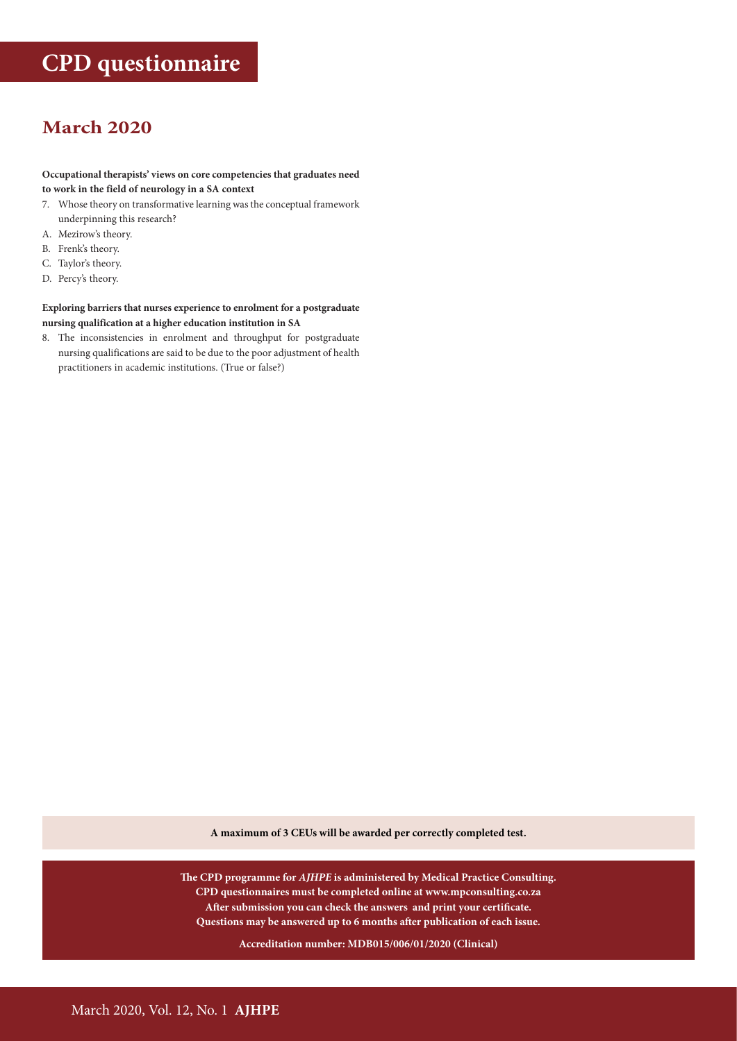# CPD questionnaire

## March 2020

**Occupational therapists' views on core competencies that graduates need to work in the field of neurology in a SA context**

7. Whose theory on transformative learning was the conceptual framework underpinning this research?

A. Mezirow's theory.
B. Frenk's theory.
C. Taylor's theory.
D. Percy's theory.

**Exploring barriers that nurses experience to enrolment for a postgraduate nursing qualification at a higher education institution in SA**

8. The inconsistencies in enrolment and throughput for postgraduate nursing qualifications are said to be due to the poor adjustment of health practitioners in academic institutions. (True or false?)

**A maximum of 3 CEUs will be awarded per correctly completed test.**

**The CPD programme for *AJHPE* is administered by Medical Practice Consulting.**
**CPD questionnaires must be completed online at www.mpconsulting.co.za**
**After submission you can check the answers and print your certificate.**
**Questions may be answered up to 6 months after publication of each issue.**

**Accreditation number: MDB015/006/01/2020 (Clinical)**